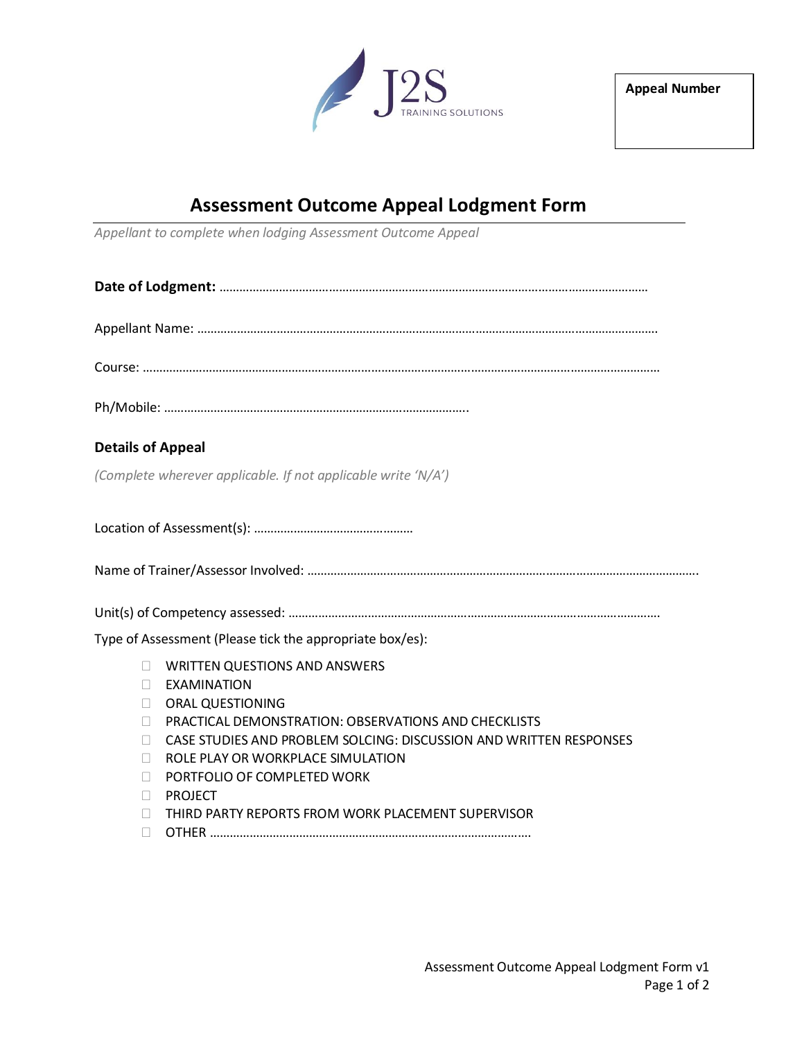**Appeal Number**

# Assessment Outcome Appeal Lodgment Form

*Appellant to complete when lodging Assessment Outcome Appeal*

**Date of Lodgment:** ……………………………………………………………………………………………………………

Appellant Name: ……………………………………………………………………………………………………………

Course: ……………………………………………………………………………………………………………………

Ph/Mobile: ………………………………………………………………………………..

## Details of Appeal

*(Complete wherever applicable. If not applicable write 'N/A')*

Location of Assessment(s): …………………………………………

Name of Trainer/Assessor Involved: …………………………………………………………………………………………………

Unit(s) of Competency assessed: …………………………………………………………………………………………

Type of Assessment (Please tick the appropriate box/es):

- ☐ WRITTEN QUESTIONS AND ANSWERS
- ☐ EXAMINATION
- ☐ ORAL QUESTIONING
- ☐ PRACTICAL DEMONSTRATION: OBSERVATIONS AND CHECKLISTS
- ☐ CASE STUDIES AND PROBLEM SOLCING: DISCUSSION AND WRITTEN RESPONSES
- ☐ ROLE PLAY OR WORKPLACE SIMULATION
- ☐ PORTFOLIO OF COMPLETED WORK
- ☐ PROJECT
- ☐ THIRD PARTY REPORTS FROM WORK PLACEMENT SUPERVISOR
- ☐ OTHER …………………………………………………………………………………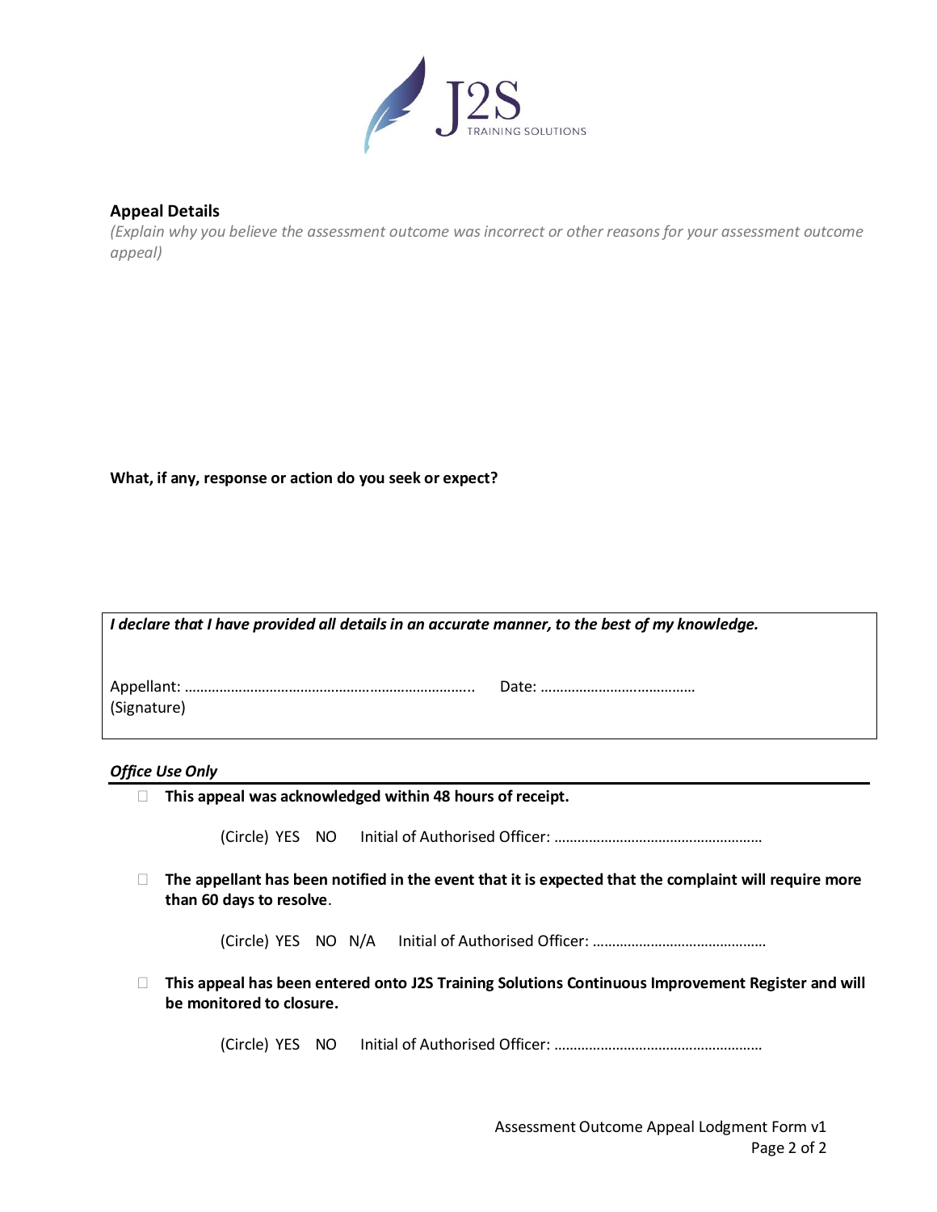**Appeal Details**

*(Explain why you believe the assessment outcome was incorrect or other reasons for your assessment outcome appeal)*

**What, if any, response or action do you seek or expect?**

***I declare that I have provided all details in an accurate manner, to the best of my knowledge.***

Appellant: ……………………………………………………………….. Date: …………………….…………
(Signature)

***Office Use Only***

- ☐ **This appeal was acknowledged within 48 hours of receipt.**

  (Circle) YES NO Initial of Authorised Officer: ………………………………………………

- ☐ **The appellant has been notified in the event that it is expected that the complaint will require more than 60 days to resolve**.

  (Circle) YES NO N/A Initial of Authorised Officer: ………………………………………

- ☐ **This appeal has been entered onto J2S Training Solutions Continuous Improvement Register and will be monitored to closure.**

  (Circle) YES NO Initial of Authorised Officer: ………………………………………………

Assessment Outcome Appeal Lodgment Form v1